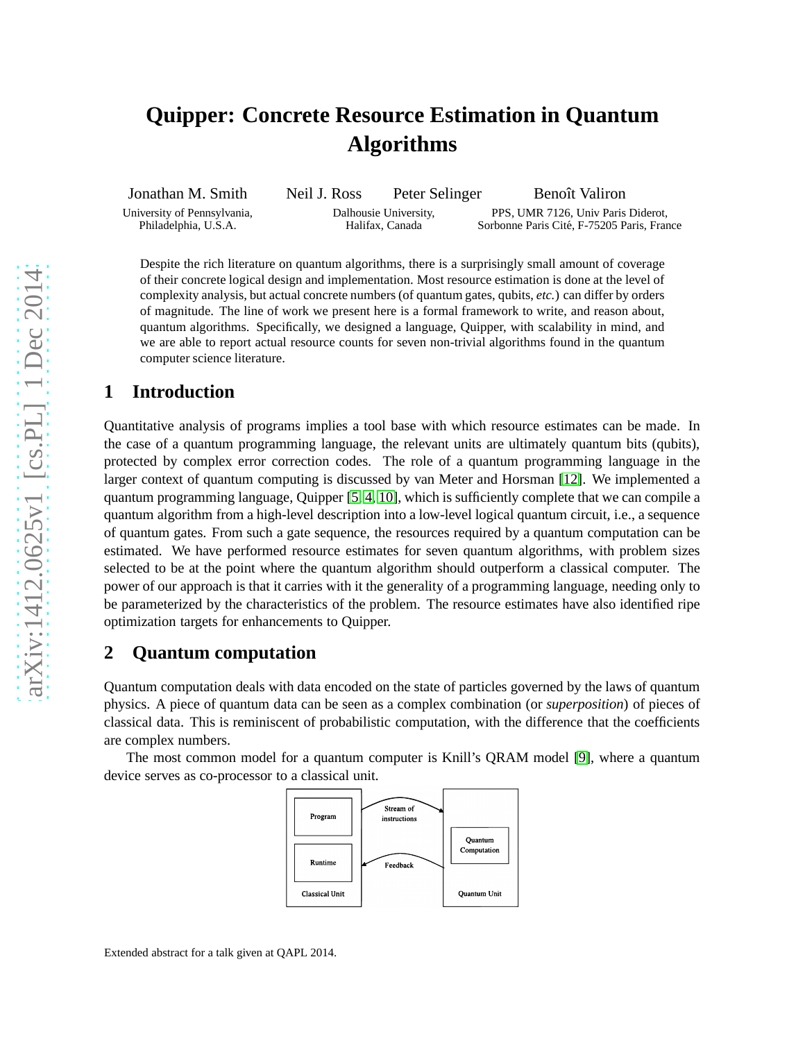# Quipper: Concrete Resource Estimation in Quantum Algorithms

Jonathan M. Smith — University of Pennsylvania, Philadelphia, U.S.A.

Neil J. Ross, Peter Selinger — Dalhousie University, Halifax, Canada

Benoît Valiron — PPS, UMR 7126, Univ Paris Diderot, Sorbonne Paris Cité, F-75205 Paris, France

Despite the rich literature on quantum algorithms, there is a surprisingly small amount of coverage of their concrete logical design and implementation. Most resource estimation is done at the level of complexity analysis, but actual concrete numbers (of quantum gates, qubits, *etc.*) can differ by orders of magnitude. The line of work we present here is a formal framework to write, and reason about, quantum algorithms. Specifically, we designed a language, Quipper, with scalability in mind, and we are able to report actual resource counts for seven non-trivial algorithms found in the quantum computer science literature.

## 1 Introduction

Quantitative analysis of programs implies a tool base with which resource estimates can be made. In the case of a quantum programming language, the relevant units are ultimately quantum bits (qubits), protected by complex error correction codes. The role of a quantum programming language in the larger context of quantum computing is discussed by van Meter and Horsman [12]. We implemented a quantum programming language, Quipper [5, 4, 10], which is sufficiently complete that we can compile a quantum algorithm from a high-level description into a low-level logical quantum circuit, i.e., a sequence of quantum gates. From such a gate sequence, the resources required by a quantum computation can be estimated. We have performed resource estimates for seven quantum algorithms, with problem sizes selected to be at the point where the quantum algorithm should outperform a classical computer. The power of our approach is that it carries with it the generality of a programming language, needing only to be parameterized by the characteristics of the problem. The resource estimates have also identified ripe optimization targets for enhancements to Quipper.

## 2 Quantum computation

Quantum computation deals with data encoded on the state of particles governed by the laws of quantum physics. A piece of quantum data can be seen as a complex combination (or *superposition*) of pieces of classical data. This is reminiscent of probabilistic computation, with the difference that the coefficients are complex numbers.

The most common model for a quantum computer is Knill's QRAM model [9], where a quantum device serves as co-processor to a classical unit.

Extended abstract for a talk given at QAPL 2014.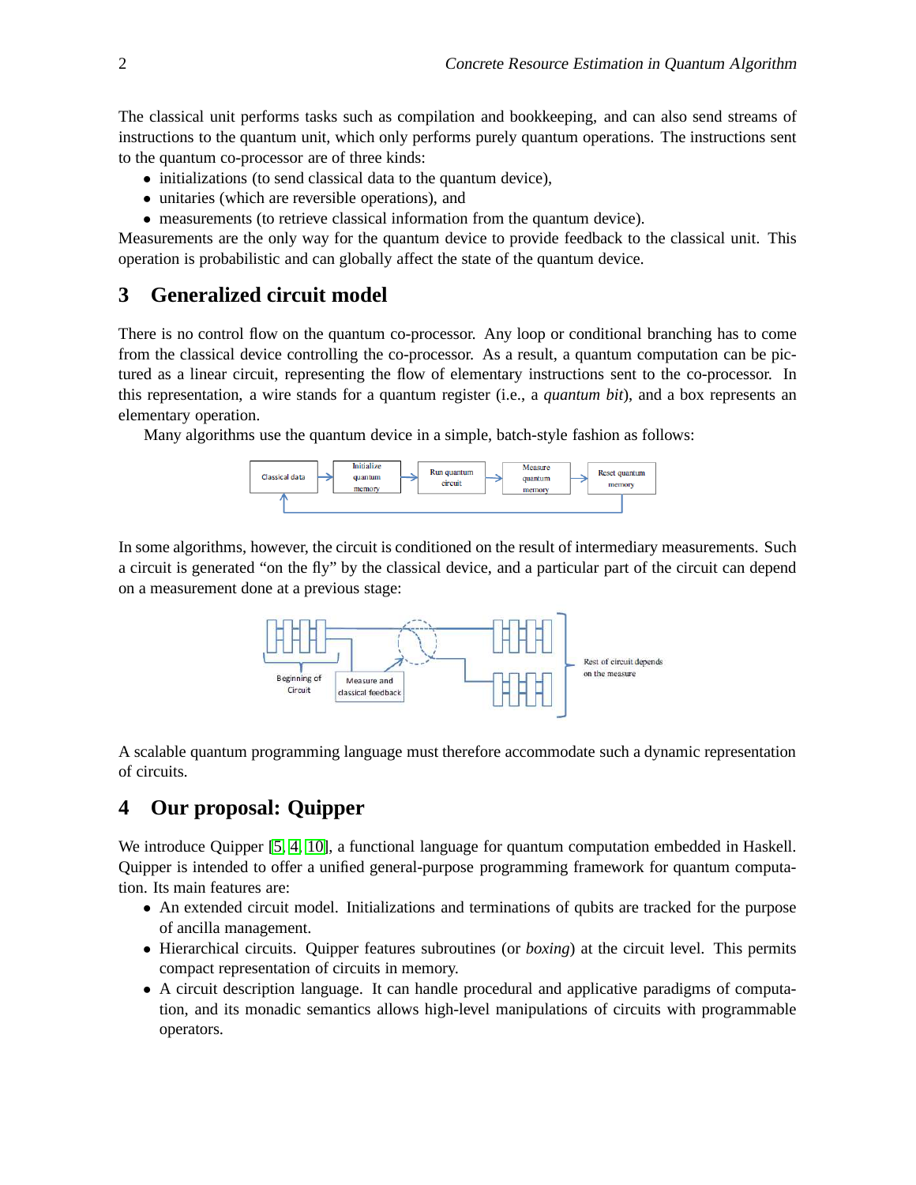The classical unit performs tasks such as compilation and bookkeeping, and can also send streams of instructions to the quantum unit, which only performs purely quantum operations. The instructions sent to the quantum co-processor are of three kinds:

- initializations (to send classical data to the quantum device),
- unitaries (which are reversible operations), and
- measurements (to retrieve classical information from the quantum device).

Measurements are the only way for the quantum device to provide feedback to the classical unit. This operation is probabilistic and can globally affect the state of the quantum device.

## 3 Generalized circuit model

There is no control flow on the quantum co-processor. Any loop or conditional branching has to come from the classical device controlling the co-processor. As a result, a quantum computation can be pictured as a linear circuit, representing the flow of elementary instructions sent to the co-processor. In this representation, a wire stands for a quantum register (i.e., a *quantum bit*), and a box represents an elementary operation.

Many algorithms use the quantum device in a simple, batch-style fashion as follows:

Classical data → Initialize quantum memory → Run quantum circuit → Measure quantum memory → Reset quantum memory

In some algorithms, however, the circuit is conditioned on the result of intermediary measurements. Such a circuit is generated "on the fly" by the classical device, and a particular part of the circuit can depend on a measurement done at a previous stage:

Beginning of Circuit | Measure and classical feedback | Rest of circuit depends on the measure

A scalable quantum programming language must therefore accommodate such a dynamic representation of circuits.

## 4 Our proposal: Quipper

We introduce Quipper [5, 4, 10], a functional language for quantum computation embedded in Haskell. Quipper is intended to offer a unified general-purpose programming framework for quantum computation. Its main features are:

- An extended circuit model. Initializations and terminations of qubits are tracked for the purpose of ancilla management.
- Hierarchical circuits. Quipper features subroutines (or *boxing*) at the circuit level. This permits compact representation of circuits in memory.
- A circuit description language. It can handle procedural and applicative paradigms of computation, and its monadic semantics allows high-level manipulations of circuits with programmable operators.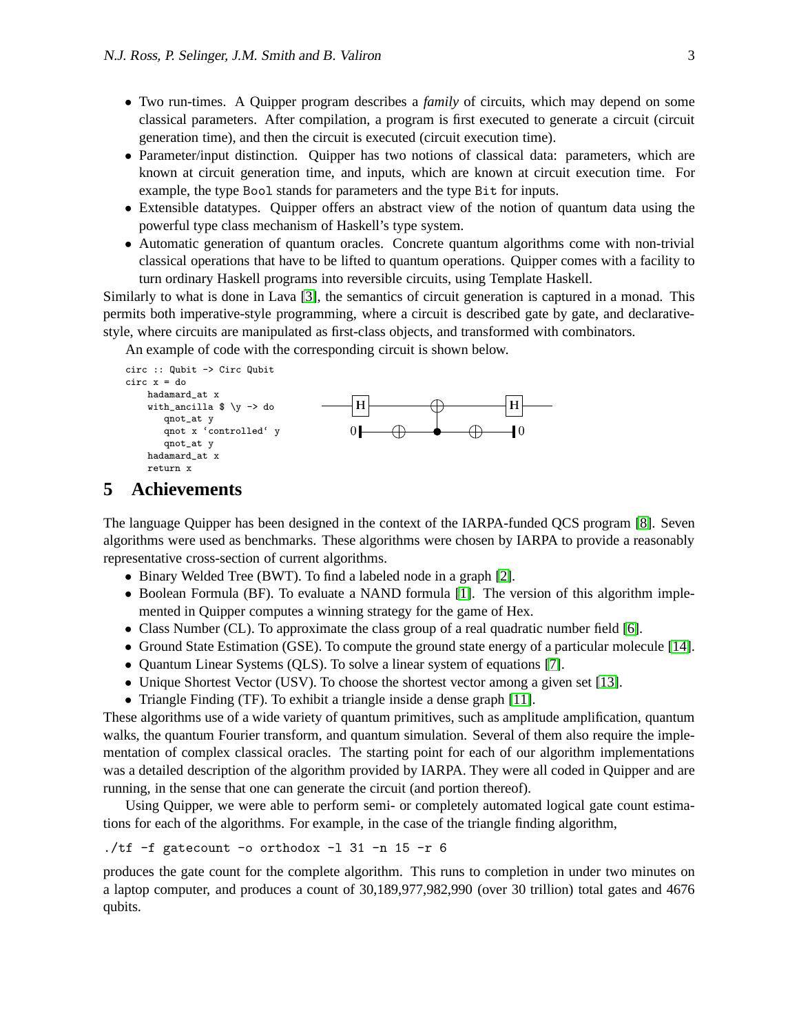- Two run-times. A Quipper program describes a *family* of circuits, which may depend on some classical parameters. After compilation, a program is first executed to generate a circuit (circuit generation time), and then the circuit is executed (circuit execution time).
- Parameter/input distinction. Quipper has two notions of classical data: parameters, which are known at circuit generation time, and inputs, which are known at circuit execution time. For example, the type `Bool` stands for parameters and the type `Bit` for inputs.
- Extensible datatypes. Quipper offers an abstract view of the notion of quantum data using the powerful type class mechanism of Haskell's type system.
- Automatic generation of quantum oracles. Concrete quantum algorithms come with non-trivial classical operations that have to be lifted to quantum operations. Quipper comes with a facility to turn ordinary Haskell programs into reversible circuits, using Template Haskell.

Similarly to what is done in Lava [3], the semantics of circuit generation is captured in a monad. This permits both imperative-style programming, where a circuit is described gate by gate, and declarative-style, where circuits are manipulated as first-class objects, and transformed with combinators.

An example of code with the corresponding circuit is shown below.

```
circ :: Qubit -> Circ Qubit
circ x = do
    hadamard_at x
    with_ancilla $ \y -> do
       qnot_at y
       qnot x `controlled` y
       qnot_at y
    hadamard_at x
    return x
```

# 5 Achievements

The language Quipper has been designed in the context of the IARPA-funded QCS program [8]. Seven algorithms were used as benchmarks. These algorithms were chosen by IARPA to provide a reasonably representative cross-section of current algorithms.

- Binary Welded Tree (BWT). To find a labeled node in a graph [2].
- Boolean Formula (BF). To evaluate a NAND formula [1]. The version of this algorithm implemented in Quipper computes a winning strategy for the game of Hex.
- Class Number (CL). To approximate the class group of a real quadratic number field [6].
- Ground State Estimation (GSE). To compute the ground state energy of a particular molecule [14].
- Quantum Linear Systems (QLS). To solve a linear system of equations [7].
- Unique Shortest Vector (USV). To choose the shortest vector among a given set [13].
- Triangle Finding (TF). To exhibit a triangle inside a dense graph [11].

These algorithms use of a wide variety of quantum primitives, such as amplitude amplification, quantum walks, the quantum Fourier transform, and quantum simulation. Several of them also require the implementation of complex classical oracles. The starting point for each of our algorithm implementations was a detailed description of the algorithm provided by IARPA. They were all coded in Quipper and are running, in the sense that one can generate the circuit (and portion thereof).

Using Quipper, we were able to perform semi- or completely automated logical gate count estimations for each of the algorithms. For example, in the case of the triangle finding algorithm,

```
./tf -f gatecount -o orthodox -l 31 -n 15 -r 6
```

produces the gate count for the complete algorithm. This runs to completion in under two minutes on a laptop computer, and produces a count of 30,189,977,982,990 (over 30 trillion) total gates and 4676 qubits.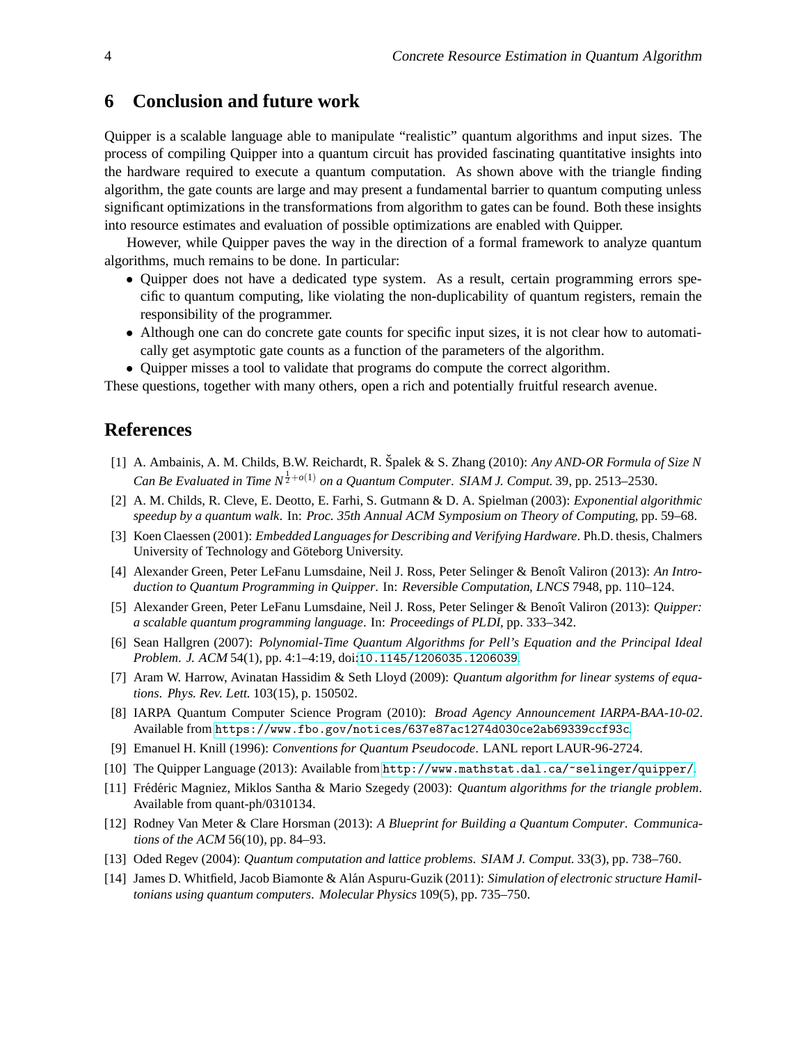## 6 Conclusion and future work

Quipper is a scalable language able to manipulate "realistic" quantum algorithms and input sizes. The process of compiling Quipper into a quantum circuit has provided fascinating quantitative insights into the hardware required to execute a quantum computation. As shown above with the triangle finding algorithm, the gate counts are large and may present a fundamental barrier to quantum computing unless significant optimizations in the transformations from algorithm to gates can be found. Both these insights into resource estimates and evaluation of possible optimizations are enabled with Quipper.

However, while Quipper paves the way in the direction of a formal framework to analyze quantum algorithms, much remains to be done. In particular:

- Quipper does not have a dedicated type system. As a result, certain programming errors specific to quantum computing, like violating the non-duplicability of quantum registers, remain the responsibility of the programmer.
- Although one can do concrete gate counts for specific input sizes, it is not clear how to automatically get asymptotic gate counts as a function of the parameters of the algorithm.
- Quipper misses a tool to validate that programs do compute the correct algorithm.

These questions, together with many others, open a rich and potentially fruitful research avenue.

## References

[1] A. Ambainis, A. M. Childs, B.W. Reichardt, R. Špalek & S. Zhang (2010): *Any AND-OR Formula of Size N Can Be Evaluated in Time $N^{\frac{1}{2}+o(1)}$ on a Quantum Computer*. *SIAM J. Comput.* 39, pp. 2513–2530.

[2] A. M. Childs, R. Cleve, E. Deotto, E. Farhi, S. Gutmann & D. A. Spielman (2003): *Exponential algorithmic speedup by a quantum walk*. In: *Proc. 35th Annual ACM Symposium on Theory of Computing*, pp. 59–68.

[3] Koen Claessen (2001): *Embedded Languages for Describing and Verifying Hardware*. Ph.D. thesis, Chalmers University of Technology and Göteborg University.

[4] Alexander Green, Peter LeFanu Lumsdaine, Neil J. Ross, Peter Selinger & Benoît Valiron (2013): *An Introduction to Quantum Programming in Quipper*. In: *Reversible Computation*, *LNCS* 7948, pp. 110–124.

[5] Alexander Green, Peter LeFanu Lumsdaine, Neil J. Ross, Peter Selinger & Benoît Valiron (2013): *Quipper: a scalable quantum programming language*. In: *Proceedings of PLDI*, pp. 333–342.

[6] Sean Hallgren (2007): *Polynomial-Time Quantum Algorithms for Pell's Equation and the Principal Ideal Problem*. *J. ACM* 54(1), pp. 4:1–4:19, doi:10.1145/1206035.1206039.

[7] Aram W. Harrow, Avinatan Hassidim & Seth Lloyd (2009): *Quantum algorithm for linear systems of equations*. *Phys. Rev. Lett.* 103(15), p. 150502.

[8] IARPA Quantum Computer Science Program (2010): *Broad Agency Announcement IARPA-BAA-10-02*. Available from https://www.fbo.gov/notices/637e87ac1274d030ce2ab69339ccf93c.

[9] Emanuel H. Knill (1996): *Conventions for Quantum Pseudocode*. LANL report LAUR-96-2724.

[10] The Quipper Language (2013): Available from http://www.mathstat.dal.ca/~selinger/quipper/.

[11] Frédéric Magniez, Miklos Santha & Mario Szegedy (2003): *Quantum algorithms for the triangle problem*. Available from quant-ph/0310134.

[12] Rodney Van Meter & Clare Horsman (2013): *A Blueprint for Building a Quantum Computer*. *Communications of the ACM* 56(10), pp. 84–93.

[13] Oded Regev (2004): *Quantum computation and lattice problems*. *SIAM J. Comput.* 33(3), pp. 738–760.

[14] James D. Whitfield, Jacob Biamonte & Alán Aspuru-Guzik (2011): *Simulation of electronic structure Hamiltonians using quantum computers*. *Molecular Physics* 109(5), pp. 735–750.